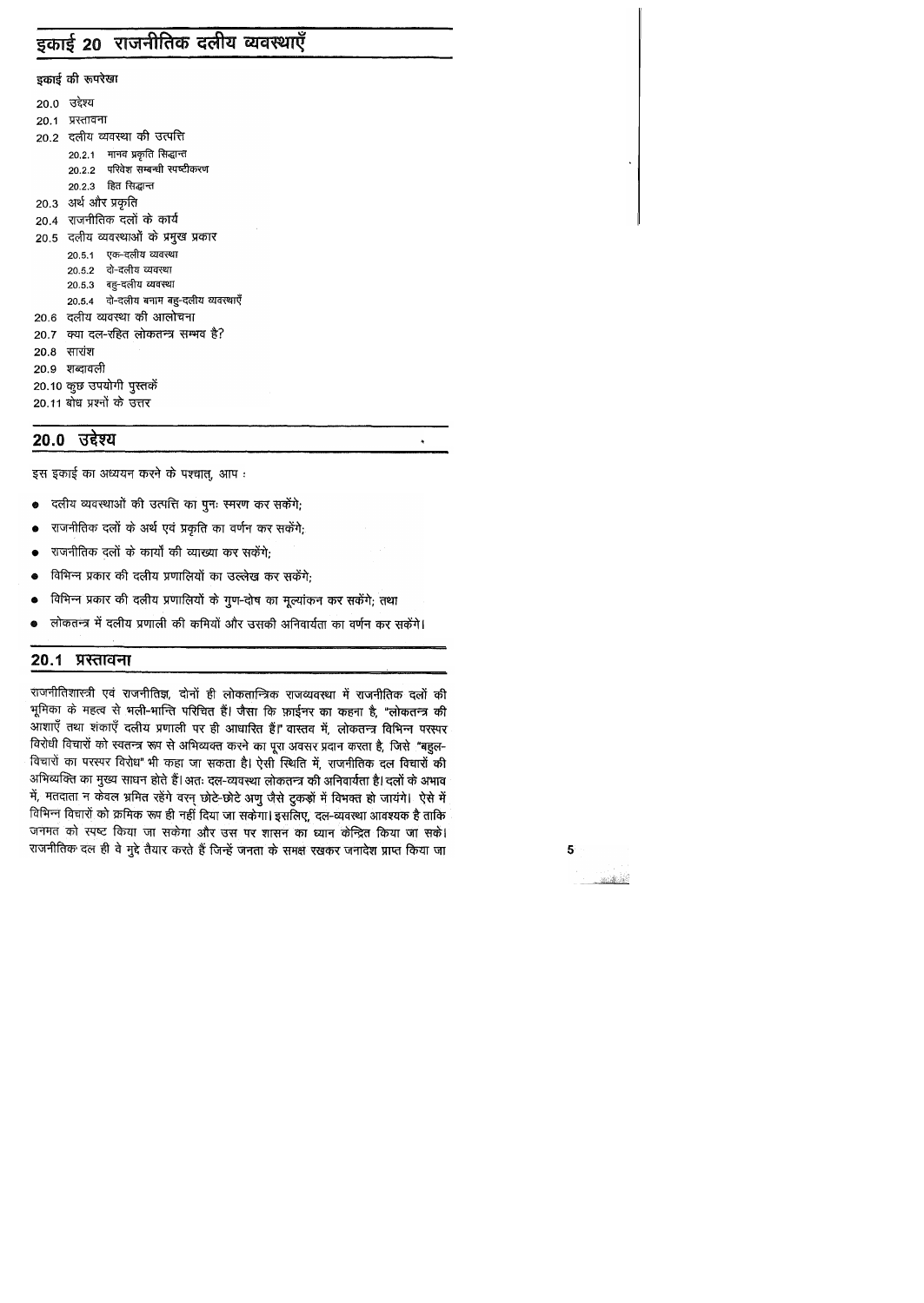# इकाई 20 राजनीतिक दलीय व्यवस्थाएँ

**इकाई की रूपरेखा**

20.0 उद्देश्य
20.1 प्रस्तावना
20.2 दलीय व्यवस्था की उत्पत्ति
    20.2.1 मानव प्रकृति सिद्धान्त
    20.2.2 परिवेश सम्बन्धी स्पष्टीकरण
    20.2.3 हित सिद्धान्त
20.3 अर्थ और प्रकृति
20.4 राजनीतिक दलों के कार्य
20.5 दलीय व्यवस्थाओं के प्रमुख प्रकार
    20.5.1 एक-दलीय व्यवस्था
    20.5.2 दो-दलीय व्यवस्था
    20.5.3 बहु-दलीय व्यवस्था
    20.5.4 दो-दलीय बनाम बहु-दलीय व्यवस्थाएँ
20.6 दलीय व्यवस्था की आलोचना
20.7 क्या दल-रहित लोकतन्त्र सम्भव है?
20.8 सारांश
20.9 शब्दावली
20.10 कुछ उपयोगी पुस्तकें
20.11 बोध प्रश्नों के उत्तर

## 20.0 उद्देश्य

इस इकाई का अध्ययन करने के पश्चात्, आप :

- दलीय व्यवस्थाओं की उत्पत्ति का पुनः स्मरण कर सकेंगे;
- राजनीतिक दलों के अर्थ एवं प्रकृति का वर्णन कर सकेंगे;
- राजनीतिक दलों के कार्यों की व्याख्या कर सकेंगे;
- विभिन्न प्रकार की दलीय प्रणालियों का उल्लेख कर सकेंगे;
- विभिन्न प्रकार की दलीय प्रणालियों के गुण-दोष का मूल्यांकन कर सकेंगे; तथा
- लोकतन्त्र में दलीय प्रणाली की कमियों और उसकी अनिवार्यता का वर्णन कर सकेंगे।

## 20.1 प्रस्तावना

राजनीतिशास्त्री एवं राजनीतिज्ञ, दोनों ही लोकतान्त्रिक राजव्यवस्था में राजनीतिक दलों की भूमिका के महत्व से भली-भान्ति परिचित हैं। जैसा कि फ़ाईनर का कहना है, **"लोकतन्त्र की आशाएँ तथा शंकाएँ दलीय प्रणाली पर ही आधारित हैं।"** वास्तव में, लोकतन्त्र विभिन्न परस्पर विरोधी विचारों को स्वतन्त्र रूप से अभिव्यक्त करने का पूरा अवसर प्रदान करता है, जिसे **"बहुल-विचारों का परस्पर विरोध"** भी कहा जा सकता है। ऐसी स्थिति में, राजनीतिक दल विचारों की अभिव्यक्ति का मुख्य साधन होते हैं। अतः दल-व्यवस्था लोकतन्त्र की अनिवार्यता है। दलों के अभाव में, मतदाता न केवल भ्रमित रहेंगे वरन् छोटे-छोटे अणु जैसे टुकड़ों में विभक्त हो जायंगे। ऐसे में विभिन्न विचारों को क्रमिक रूप ही नहीं दिया जा सकेगा। इसलिए, दल-व्यवस्था आवश्यक है ताकि जनमत को स्पष्ट किया जा सकेगा और उस पर शासन का ध्यान केन्द्रित किया जा सके। राजनीतिक दल ही वे मुद्दे तैयार करते हैं जिन्हें जनता के समक्ष रखकर जनादेश प्राप्त किया जा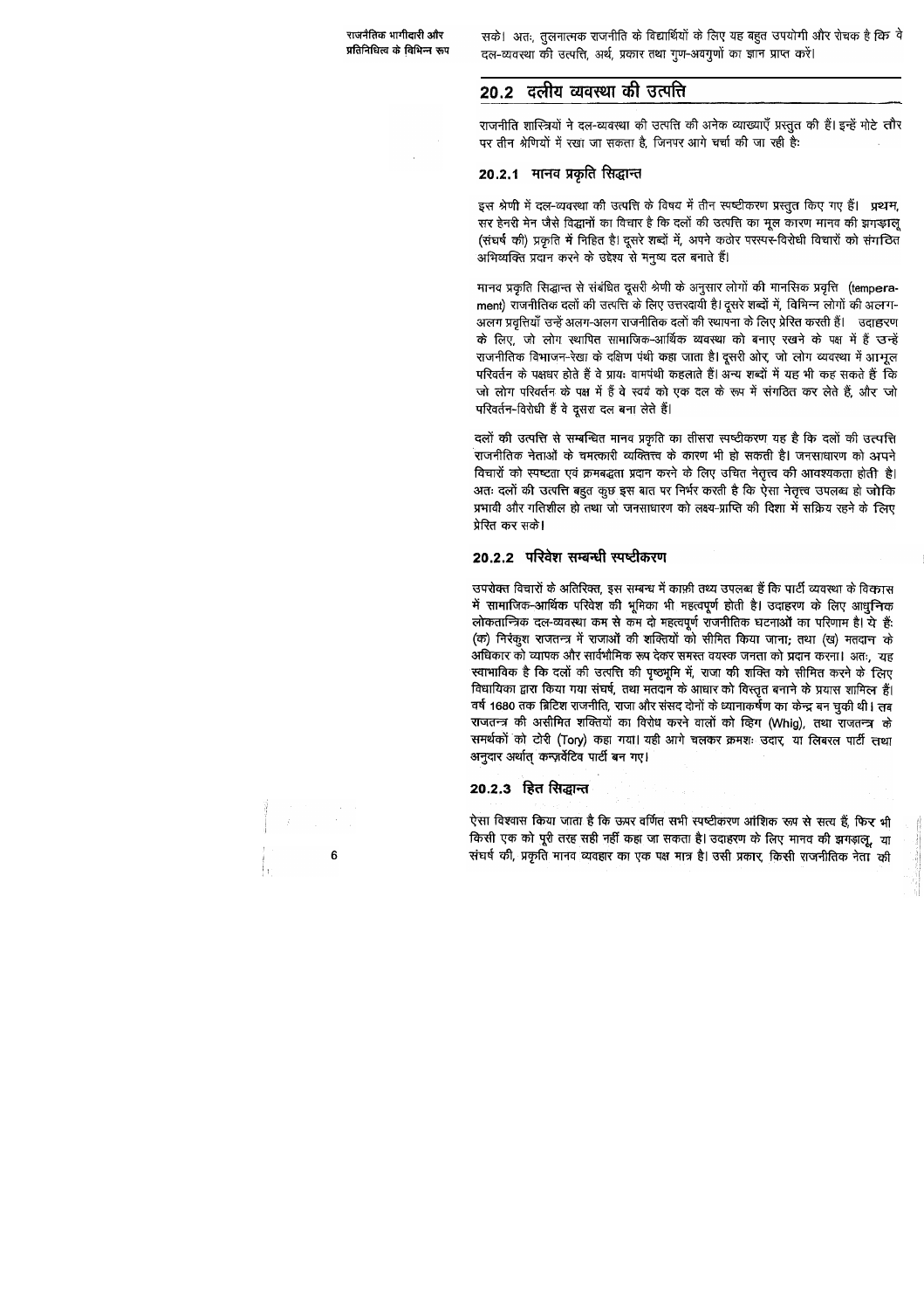सके। अतः, तुलनात्मक राजनीति के विद्यार्थियों के लिए यह बहुत उपयोगी और रोचक है कि वे दल-व्यवस्था की उत्पत्ति, अर्थ, प्रकार तथा गुण-अवगुणों का ज्ञान प्राप्त करें।

## 20.2 दलीय व्यवस्था की उत्पत्ति

राजनीति शास्त्रियों ने दल-व्यवस्था की उत्पत्ति की अनेक व्याख्याएँ प्रस्तुत की हैं। इन्हें मोटे तौर पर तीन श्रेणियों में रखा जा सकता है, जिनपर आगे चर्चा की जा रही हैः

### 20.2.1 मानव प्रकृति सिद्धान्त

इस श्रेणी में दल-व्यवस्था की उत्पत्ति के विषय में तीन स्पष्टीकरण प्रस्तुत किए गए हैं। प्रथम, सर हेनरी मेन जैसे विद्वानों का विचार है कि दलों की उत्पत्ति का मूल कारण मानव की झगड़ालू (संघर्ष की) प्रकृति में निहित है। दूसरे शब्दों में, अपने कठोर परस्पर-विरोधी विचारों को संगठित अभिव्यक्ति प्रदान करने के उद्देश्य से मनुष्य दल बनाते हैं।

मानव प्रकृति सिद्धान्त से संबंधित दूसरी श्रेणी के अनुसार लोगों की मानसिक प्रवृत्ति (temperament) राजनीतिक दलों की उत्पत्ति के लिए उत्तरदायी है। दूसरे शब्दों में, विभिन्न लोगों की अलग-अलग प्रवृत्तियाँ उन्हें अलग-अलग राजनीतिक दलों की स्थापना के लिए प्रेरित करती हैं। उदाहरण के लिए, जो लोग स्थापित सामाजिक-आर्थिक व्यवस्था को बनाए रखने के पक्ष में हैं उन्हें राजनीतिक विभाजन-रेखा के दक्षिण पंथी कहा जाता है। दूसरी ओर, जो लोग व्यवस्था में आमूल परिवर्तन के पक्षधर होते हैं वे प्रायः वामपंथी कहलाते हैं। अन्य शब्दों में यह भी कह सकते हैं कि जो लोग परिवर्तन के पक्ष में हैं वे स्वयं को एक दल के रूप में संगठित कर लेते हैं, और जो परिवर्तन-विरोधी हैं वे दूसरा दल बना लेते हैं।

दलों की उत्पत्ति से सम्बन्धित मानव प्रकृति का तीसरा स्पष्टीकरण यह है कि दलों की उत्पत्ति राजनीतिक नेताओं के चमत्कारी व्यक्तित्त्व के कारण भी हो सकती है। जनसाधारण को अपने विचारों को स्पष्टता एवं क्रमबद्धता प्रदान करने के लिए उचित नेतृत्त्व की आवश्यकता होती है। अतः दलों की उत्पत्ति बहुत कुछ इस बात पर निर्भर करती है कि ऐसा नेतृत्त्व उपलब्ध हो जोकि प्रभावी और गतिशील हो तथा जो जनसाधारण को लक्ष्य-प्राप्ति की दिशा में सक्रिय रहने के लिए प्रेरित कर सके।

### 20.2.2 परिवेश सम्बन्धी स्पष्टीकरण

उपरोक्त विचारों के अतिरिक्त, इस सम्बन्ध में काफ़ी तथ्य उपलब्ध हैं कि पार्टी व्यवस्था के विकास में सामाजिक-आर्थिक परिवेश की भूमिका भी महत्वपूर्ण होती है। उदाहरण के लिए आधुनिक लोकतान्त्रिक दल-व्यवस्था कम से कम दो महत्वपूर्ण राजनीतिक घटनाओं का परिणाम है। ये हैं: (क) निरंकुश राजतन्त्र में राजाओं की शक्तियों को सीमित किया जाना; तथा (ख) मतदान के अधिकार को व्यापक और सार्वभौमिक रूप देकर समस्त वयस्क जनता को प्रदान करना। अतः, यह स्वाभाविक है कि दलों की उत्पत्ति की पृष्ठभूमि में, राजा की शक्ति को सीमित करने के लिए विधायिका द्वारा किया गया संघर्ष, तथा मतदान के आधार को विस्तृत बनाने के प्रयास शामिल हैं। वर्ष 1680 तक ब्रिटिश राजनीति, राजा और संसद दोनों के ध्यानाकर्षण का केन्द्र बन चुकी थी। तब राजतन्त्र की असीमित शक्तियों का विरोध करने वालों को ह्विग (Whig), तथा राजतन्त्र के समर्थकों को टोरी (Tory) कहा गया। यही आगे चलकर क्रमशः उदार, या लिबरल पार्टी तथा अनुदार अर्थात् कन्ज़र्वेटिव पार्टी बन गए।

### 20.2.3 हित सिद्धान्त

ऐसा विश्वास किया जाता है कि ऊपर वर्णित सभी स्पष्टीकरण आंशिक रूप से सत्य हैं, फिर भी किसी एक को पूरी तरह सही नहीं कहा जा सकता है। उदाहरण के लिए मानव की झगड़ालू, या संघर्ष की, प्रकृति मानव व्यवहार का एक पक्ष मात्र है। उसी प्रकार, किसी राजनीतिक नेता की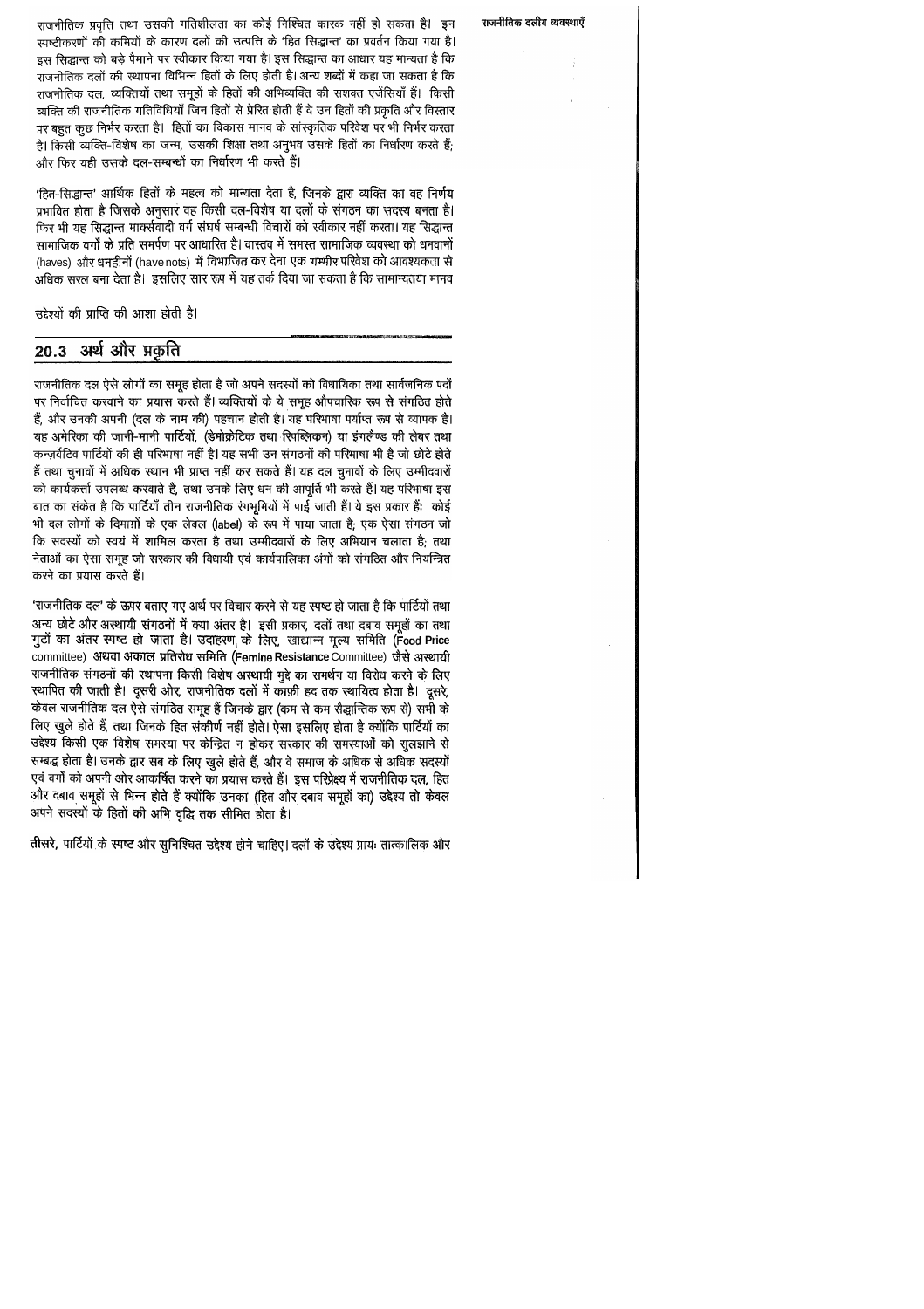राजनीतिक प्रवृत्ति तथा उसकी गतिशीलता का कोई निश्चित कारक नहीं हो सकता है। इन स्पष्टीकरणों की कमियों के कारण दलों की उत्पत्ति के 'हित सिद्धान्त' का प्रवर्तन किया गया है। इस सिद्धान्त को बड़े पैमाने पर स्वीकार किया गया है। इस सिद्धान्त का आधार यह मान्यता है कि राजनीतिक दलों की स्थापना विभिन्न हितों के लिए होती है। अन्य शब्दों में कहा जा सकता है कि राजनीतिक दल, व्यक्तियों तथा समूहों के हितों की अभिव्यक्ति की सशक्त एजेंसियाँ हैं। किसी व्यक्ति की राजनीतिक गतिविधियाँ जिन हितों से प्रेरित होती हैं वे उन हितों की प्रकृति और विस्तार पर बहुत कुछ निर्भर करता है। हितों का विकास मानव के सांस्कृतिक परिवेश पर भी निर्भर करता है। किसी व्यक्ति-विशेष का जन्म, उसकी शिक्षा तथा अनुभव उसके हितों का निर्धारण करते हैं; और फिर यही उसके दल-सम्बन्धों का निर्धारण भी करते हैं।

'हित-सिद्धान्त' आर्थिक हितों के महत्व को मान्यता देता है, जिनके द्वारा व्यक्ति का वह निर्णय प्रभावित होता है जिसके अनुसार वह किसी दल-विशेष या दलों के संगठन का सदस्य बनता है। फिर भी यह सिद्धान्त मार्क्सवादी वर्ग संघर्ष सम्बन्धी विचारों को स्वीकार नहीं करता। यह सिद्धान्त सामाजिक वर्गों के प्रति समर्पण पर आधारित है। वास्तव में समस्त सामाजिक व्यवस्था को धनवानों (haves) और धनहीनों (have nots) में विभाजित कर देना एक गम्भीर परिवेश को आवश्यकता से अधिक सरल बना देता है। इसलिए सार रूप में यह तर्क दिया जा सकता है कि सामान्यतया मानव

उद्देश्यों की प्राप्ति की आशा होती है।

## 20.3 अर्थ और प्रकृति

राजनीतिक दल ऐसे लोगों का समूह होता है जो अपने सदस्यों को विधायिका तथा सार्वजनिक पदों पर निर्वाचित करवाने का प्रयास करते हैं। व्यक्तियों के ये समूह औपचारिक रूप से संगठित होते हैं, और उनकी अपनी (दल के नाम की) पहचान होती है। यह परिभाषा पर्याप्त रूप से व्यापक है। यह अमेरिका की जानी-मानी पार्टियों, (डेमोक्रेटिक तथा रिपब्लिकन) या इंगलैण्ड की लेबर तथा कन्ज़र्वेटिव पार्टियों की ही परिभाषा नहीं है। यह सभी उन संगठनों की परिभाषा भी है जो छोटे होते हैं तथा चुनावों में अधिक स्थान भी प्राप्त नहीं कर सकते हैं। यह दल चुनावों के लिए उम्मीदवारों को कार्यकर्ता उपलब्ध करवाते हैं, तथा उनके लिए धन की आपूर्ति भी करते हैं। यह परिभाषा इस बात का संकेत है कि पार्टियाँ तीन राजनीतिक रंगभूमियों में पाई जाती हैं। ये इस प्रकार हैं: कोई भी दल लोगों के दिमागों के एक लेबल (label) के रूप में पाया जाता है; एक ऐसा संगठन जो कि सदस्यों को स्वयं में शामिल करता है तथा उम्मीदवारों के लिए अभियान चलाता है; तथा नेताओं का ऐसा समूह जो सरकार की विधायी एवं कार्यपालिका अंगों को संगठित और नियन्त्रित करने का प्रयास करते हैं।

'राजनीतिक दल' के ऊपर बताए गए अर्थ पर विचार करने से यह स्पष्ट हो जाता है कि पार्टियों तथा अन्य छोटे और अस्थायी संगठनों में क्या अंतर है। इसी प्रकार, दलों तथा दबाव समूहों का तथा गुटों का अंतर स्पष्ट हो जाता है। उदाहरण के लिए, खाद्यान्न मूल्य समिति (Food Price committee) अथवा अकाल प्रतिरोध समिति (Femine Resistance Committee) जैसे अस्थायी राजनीतिक संगठनों की स्थापना किसी विशेष अस्थायी मुद्दे का समर्थन या विरोध करने के लिए स्थापित की जाती है। दूसरी ओर, राजनीतिक दलों में काफ़ी हद तक स्थायित्व होता है। दूसरे, केवल राजनीतिक दल ऐसे संगठित समूह हैं जिनके द्वार (कम से कम सैद्धान्तिक रूप से) सभी के लिए खुले होते हैं, तथा जिनके हित संकीर्ण नहीं होते। ऐसा इसलिए होता है क्योंकि पार्टियों का उद्देश्य किसी एक विशेष समस्या पर केन्द्रित न होकर सरकार की समस्याओं को सुलझाने से सम्बद्ध होता है। उनके द्वार सब के लिए खुले होते हैं, और वे समाज के अधिक से अधिक सदस्यों एवं वर्गों को अपनी ओर आकर्षित करने का प्रयास करते हैं। इस परिप्रेक्ष्य में राजनीतिक दल, हित और दबाव समूहों से भिन्न होते हैं क्योंकि उनका (हित और दबाव समूहों का) उद्देश्य तो केवल अपने सदस्यों के हितों की अभि वृद्धि तक सीमित होता है।

**तीसरे,** पार्टियों के स्पष्ट और सुनिश्चित उद्देश्य होने चाहिए। दलों के उद्देश्य प्रायः तात्कालिक और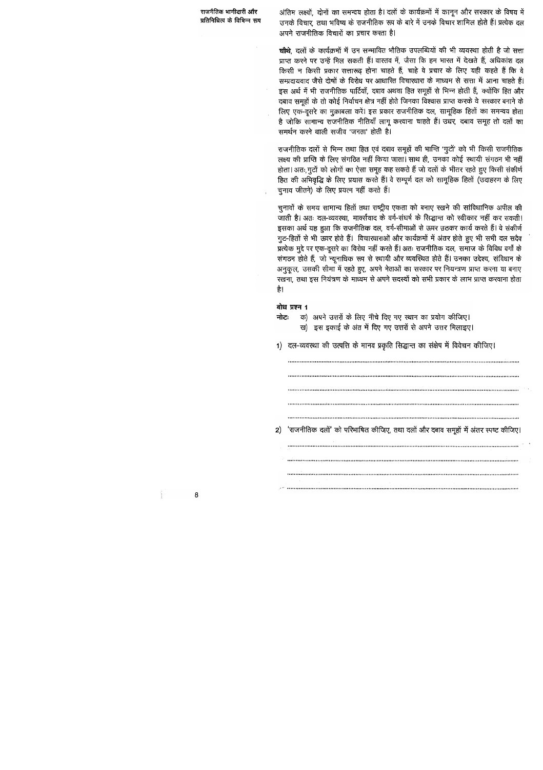अंतिम लक्ष्यों, दोनों का समन्वय होता है। दलों के कार्यक्रमों में कानून और सरकार के विषय में उनके विचार, तथा भविष्य के राजनीतिक रूप के बारे में उनके विचार शामिल होते हैं। प्रत्येक दल अपने राजनीतिक विचारों का प्रचार करता है।

**चौथे**, दलों के कार्यक्रमों में उन सम्भावित भौतिक उपलब्धियों की भी व्यवस्था होती है जो सत्ता प्राप्त करने पर उन्हें मिल सकती हैं। वास्तव में, जैसा कि हम भारत में देखते हैं, अधिकांश दल किसी न किसी प्रकार सत्तारूढ़ होना चाहते हैं, चाहे वे प्रचार के लिए यही कहते हैं कि वे सम्प्रदायवाद जैसे दोषों के विरोध पर आधारित विचारधारा के माध्यम से सत्ता में आना चाहते हैं। इस अर्थ में भी राजनीतिक पार्टियाँ, दबाव अथवा हित समूहों से भिन्न होती हैं, क्योंकि हित और दबाव समूहों के तो कोई निर्वाचन क्षेत्र नहीं होते जिनका विश्वास प्राप्त करके वे सरकार बनाने के लिए एक-दूसरे का मुकाबला करें। इस प्रकार राजनीतिक दल, सामूहिक हितों का समन्वय होता है जोकि सामान्य राजनीतिक नीतियाँ लागू करवाना चाहते हैं। उधर, दबाव समूह तो दलों का समर्थन करने वाली सजीव 'जनता' होती है।

राजनीतिक दलों से भिन्न तथा हित एवं दबाव समूहों की भान्ति 'गुटों' को भी किसी राजनीतिक लक्ष्य की प्राप्ति के लिए संगठित नहीं किया जाता। साथ ही, उनका कोई स्थायी संगठन भी नहीं होता। अतः गुटों को लोगों का ऐसा समूह कह सकते हैं जो दलों के भीतर रहते हुए किसी संकीर्ण हित की अभिवृद्धि के लिए प्रयास करते हैं। वे सम्पूर्ण दल को सामूहिक हितों (उदाहरण के लिए चुनाव जीतने) के लिए प्रयत्न नहीं करते हैं।

चुनावों के समय सामान्य हितों तथा राष्ट्रीय एकता को बनाए रखने की सांविधानिक अपील की जाती है। अतः दल-व्यवस्था, मार्क्सवाद के वर्ग-संघर्ष के सिद्धान्त को स्वीकार नहीं कर सकती। इसका अर्थ यह हुआ कि राजनीतिक दल, वर्ग-सीमाओं से ऊपर उठकर कार्य करते हैं। वे संकीर्ण गुट-हितों से भी ऊपर होते हैं। विचारधाराओं और कार्यक्रमों में अंतर होते हुए भी सभी दल सदैव प्रत्येक मुद्दे पर एक-दूसरे का विरोध नहीं करते हैं। अतः राजनीतिक दल, समाज के विविध वर्गों के संगठन होते हैं, जो न्यूनाधिक रूप से स्थायी और व्यवस्थित होते हैं। उनका उद्देश्य, संविधान के अनुकूल, उसकी सीमा में रहते हुए, अपने नेताओं का सरकार पर नियन्त्रण प्राप्त करना या बनाए रखना, तथा इस नियंत्रण के माध्यम से अपने सदस्यों को सभी प्रकार के लाभ प्राप्त करवाना होता है।

**बोध प्रश्न 1**

**नोटः** क) अपने उत्तरों के लिए नीचे दिए गए स्थान का प्रयोग कीजिए।
ख) इस इकाई के अंत में दिए गए उत्तरों से अपने उत्तर मिलाइए।

1) दल-व्यवस्था की उत्पत्ति के मानव प्रकृति सिद्धान्त का संक्षेप में विवेचन कीजिए।

..............................................................................................................

..............................................................................................................

..............................................................................................................

..............................................................................................................

..............................................................................................................

2) 'राजनीतिक दलों' को परिभाषित कीजिए, तथा दलों और दबाव समूहों में अंतर स्पष्ट कीजिए।

..............................................................................................................

..............................................................................................................

..............................................................................................................

..............................................................................................................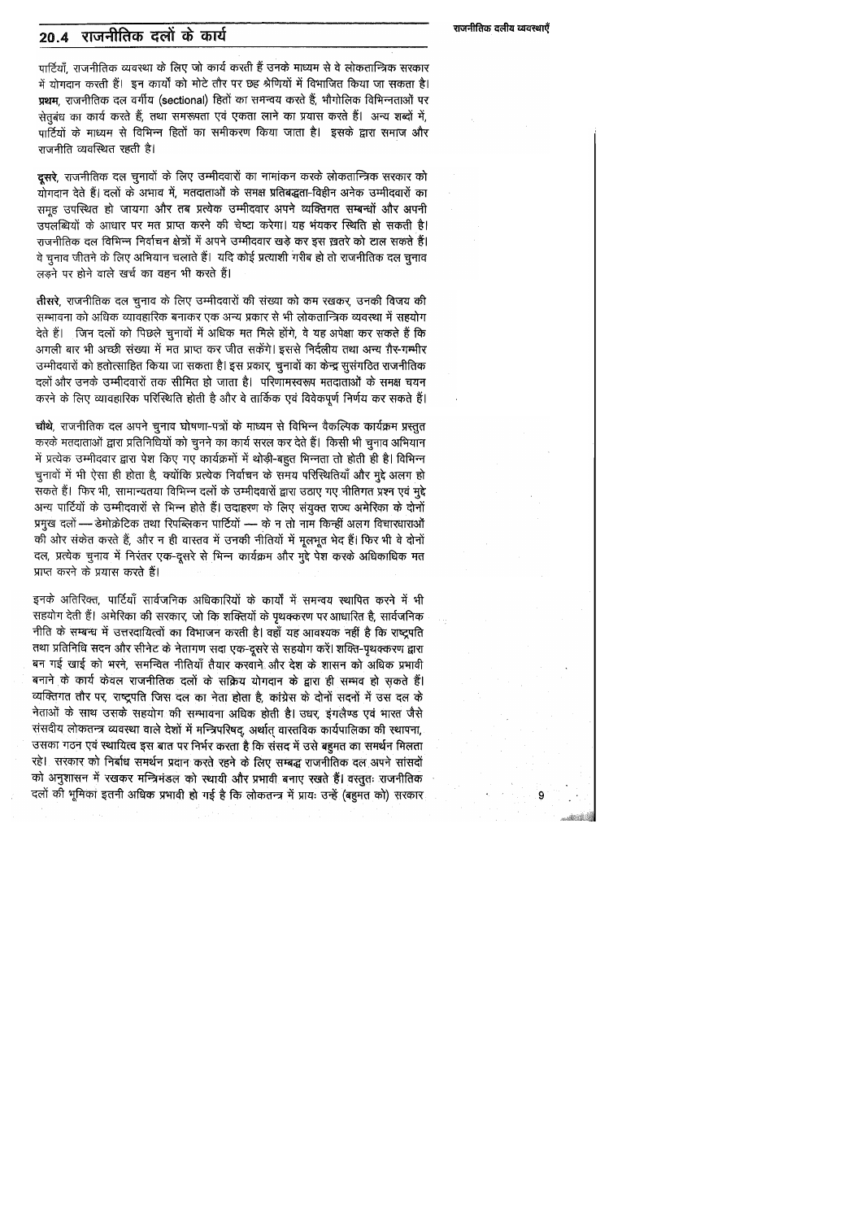## 20.4 राजनीतिक दलों के कार्य

पार्टियाँ, राजनीतिक व्यवस्था के लिए जो कार्य करती हैं उनके माध्यम से वे लोकतान्त्रिक सरकार में योगदान करती हैं। इन कार्यों को मोटे तौर पर छह श्रेणियों में विभाजित किया जा सकता है। **प्रथम**, राजनीतिक दल वर्गीय (sectional) हितों का समन्वय करते हैं, भौगोलिक विभिन्नताओं पर सेतुबंध का कार्य करते हैं, तथा समरूपता एवं एकता लाने का प्रयास करते हैं। अन्य शब्दों में, पार्टियों के माध्यम से विभिन्न हितों का समीकरण किया जाता है। इसके द्वारा समाज और राजनीति व्यवस्थित रहती है।

**दूसरे**, राजनीतिक दल चुनावों के लिए उम्मीदवारों का नामांकन करके लोकतान्त्रिक सरकार को योगदान देते हैं। दलों के अभाव में, मतदाताओं के समक्ष प्रतिबद्धता-विहीन अनेक उम्मीदवारों का समूह उपस्थित हो जायगा और तब प्रत्येक उम्मीदवार अपने व्यक्तिगत सम्बन्धों और अपनी उपलब्धियों के आधार पर मत प्राप्त करने की चेष्टा करेगा। यह भयंकर स्थिति हो सकती है। राजनीतिक दल विभिन्न निर्वाचन क्षेत्रों में अपने उम्मीदवार खड़े कर इस ख़तरे को टाल सकते हैं। वे चुनाव जीतने के लिए अभियान चलाते हैं। यदि कोई प्रत्याशी गरीब हो तो राजनीतिक दल चुनाव लड़ने पर होने वाले खर्च का वहन भी करते हैं।

**तीसरे**, राजनीतिक दल चुनाव के लिए उम्मीदवारों की संख्या को कम रखकर, उनकी विजय की सम्भावना को अधिक व्यावहारिक बनाकर एक अन्य प्रकार से भी लोकतान्त्रिक व्यवस्था में सहयोग देते हैं। जिन दलों को पिछले चुनावों में अधिक मत मिले होंगे, वे यह अपेक्षा कर सकते हैं कि अगली बार भी अच्छी संख्या में मत प्राप्त कर जीत सकेंगे। इससे निर्दलीय तथा अन्य ग़ैर-गम्भीर उम्मीदवारों को हतोत्साहित किया जा सकता है। इस प्रकार, चुनावों का केन्द्र सुसंगठित राजनीतिक दलों और उनके उम्मीदवारों तक सीमित हो जाता है। परिणामस्वरूप मतदाताओं के समक्ष चयन करने के लिए व्यावहारिक परिस्थिति होती है और वे तार्किक एवं विवेकपूर्ण निर्णय कर सकते हैं।

**चौथे**, राजनीतिक दल अपने चुनाव घोषणा-पत्रों के माध्यम से विभिन्न वैकल्पिक कार्यक्रम प्रस्तुत करके मतदाताओं द्वारा प्रतिनिधियों को चुनने का कार्य सरल कर देते हैं। किसी भी चुनाव अभियान में प्रत्येक उम्मीदवार द्वारा पेश किए गए कार्यक्रमों में थोड़ी-बहुत भिन्नता तो होती ही है। विभिन्न चुनावों में भी ऐसा ही होता है, क्योंकि प्रत्येक निर्वाचन के समय परिस्थितियाँ और मुद्दे अलग हो सकते हैं। फिर भी, सामान्यतया विभिन्न दलों के उम्मीदवारों द्वारा उठाए गए नीतिगत प्रश्न एवं मुद्दे अन्य पार्टियों के उम्मीदवारों से भिन्न होते हैं। उदाहरण के लिए संयुक्त राज्य अमेरिका के दोनों प्रमुख दलों — डेमोक्रेटिक तथा रिपब्लिकन पार्टियों — के न तो नाम किन्हीं अलग विचारधाराओं की ओर संकेत करते हैं, और न ही वास्तव में उनकी नीतियों में मूलभूत भेद हैं। फिर भी वे दोनों दल, प्रत्येक चुनाव में निरंतर एक-दूसरे से भिन्न कार्यक्रम और मुद्दे पेश करके अधिकाधिक मत प्राप्त करने के प्रयास करते हैं।

इनके अतिरिक्त, पार्टियाँ सार्वजनिक अधिकारियों के कार्यों में समन्वय स्थापित करने में भी सहयोग देती हैं। अमेरिका की सरकार, जो कि शक्तियों के पृथक्करण पर आधारित है, सार्वजनिक नीति के सम्बन्ध में उत्तरदायित्वों का विभाजन करती है। वहाँ यह आवश्यक नहीं है कि राष्ट्रपति तथा प्रतिनिधि सदन और सीनेट के नेतागण सदा एक-दूसरे से सहयोग करें। शक्ति-पृथक्करण द्वारा बन गई खाई को भरने, समन्वित नीतियाँ तैयार करवाने और देश के शासन को अधिक प्रभावी बनाने के कार्य केवल राजनीतिक दलों के सक्रिय योगदान के द्वारा ही सम्भव हो सकते हैं। व्यक्तिगत तौर पर, राष्ट्रपति जिस दल का नेता होता है, कांग्रेस के दोनों सदनों में उस दल के नेताओं के साथ उसके सहयोग की सम्भावना अधिक होती है। उधर, इंगलैण्ड एवं भारत जैसे संसदीय लोकतन्त्र व्यवस्था वाले देशों में मन्त्रिपरिषद्, अर्थात् वास्तविक कार्यपालिका की स्थापना, उसका गठन एवं स्थायित्व इस बात पर निर्भर करता है कि संसद में उसे बहुमत का समर्थन मिलता रहे। सरकार को निर्बाध समर्थन प्रदान करते रहने के लिए सम्बद्ध राजनीतिक दल अपने सांसदों को अनुशासन में रखकर मन्त्रिमंडल को स्थायी और प्रभावी बनाए रखते हैं। वस्तुतः राजनीतिक दलों की भूमिका इतनी अधिक प्रभावी हो गई है कि लोकतन्त्र में प्रायः उन्हें (बहुमत को) सरकार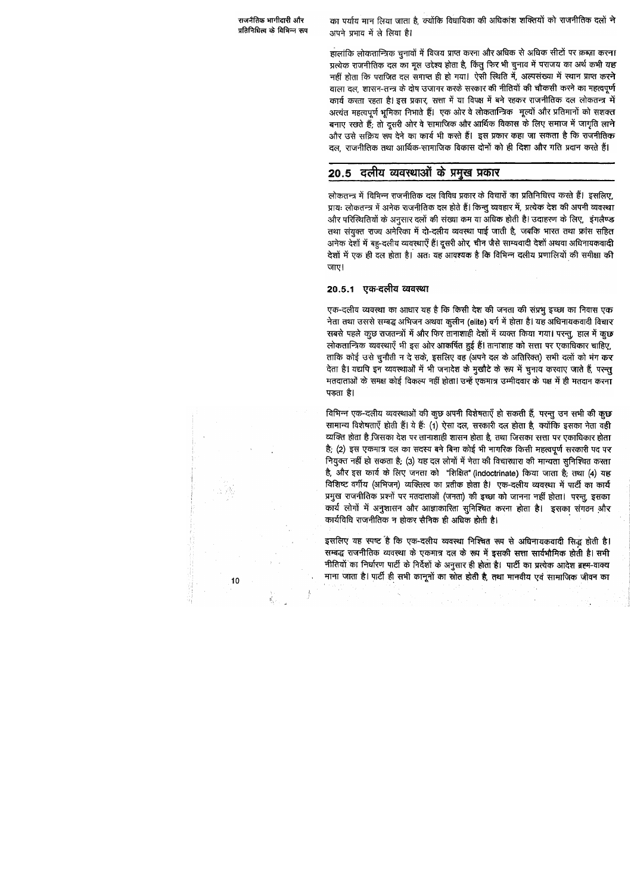का पर्याय मान लिया जाता है, क्योंकि विधायिका की अधिकांश शक्तियों को राजनीतिक दलों ने अपने प्रभाव में ले लिया है।

हालांकि लोकतान्त्रिक चुनावों में विजय प्राप्त करना और अधिक से अधिक सीटों पर क़ब्ज़ा करना प्रत्येक राजनीतिक दल का मूल उद्देश्य होता है, किंतु फिर भी चुनाव में पराजय का अर्थ कभी यह नहीं होता कि पराजित दल समाप्त ही हो गया। ऐसी स्थिति में, अल्पसंख्या में स्थान प्राप्त करने वाला दल, शासन-तन्त्र के दोष उजागर करके सरकार की नीतियों की चौकसी करने का महत्वपूर्ण कार्य करता रहता है। इस प्रकार, सत्ता में या विपक्ष में बने रहकर राजनीतिक दल लोकतन्त्र में अत्यंत महत्वपूर्ण भूमिका निभाते हैं। एक ओर वे लोकतान्त्रिक मूल्यों और प्रतिमानों को सशक्त बनाए रखते हैं; तो दूसरी ओर वे सामाजिक और आर्थिक विकास के लिए समाज में जागृति लाने और उसे सक्रिय रूप देने का कार्य भी करते हैं। इस प्रकार कहा जा सकता है कि राजनीतिक दल, राजनीतिक तथा आर्थिक-सामाजिक विकास दोनों को ही दिशा और गति प्रदान करते हैं।

## 20.5 दलीय व्यवस्थाओं के प्रमुख प्रकार

लोकतन्त्र में विभिन्न राजनीतिक दल विविध प्रकार के विचारों का प्रतिनिधित्व करते हैं। इसलिए, प्रायः लोकतन्त्र में अनेक राजनीतिक दल होते हैं। किन्तु व्यवहार में, प्रत्येक देश की अपनी व्यवस्था और परिस्थितियों के अनुसार दलों की संख्या कम या अधिक होती है। उदाहरण के लिए, इंगलैण्ड तथा संयुक्त राज्य अमेरिका में दो-दलीय व्यवस्था पाई जाती है, जबकि भारत तथा फ्रांस सहित अनेक देशों में बहु-दलीय व्यवस्थाएँ हैं। दूसरी ओर, चीन जैसे साम्यवादी देशों अथवा अधिनायकवादी देशों में एक ही दल होता है। अतः यह आवश्यक है कि विभिन्न दलीय प्रणालियों की समीक्षा की जाए।

### 20.5.1 एक-दलीय व्यवस्था

एक-दलीय व्यवस्था का आधार यह है कि किसी देश की जनता की संप्रभु इच्छा का निवास एक नेता तथा उससे सम्बद्ध अभिजन अथवा कुलीन (elite) वर्ग में होता है। यह अधिनायकवादी विचार सबसे पहले कुछ राजतन्त्रों में और फिर तानाशाही देशों में व्यक्त किया गया। परन्तु, हाल में कुछ लोकतान्त्रिक व्यवस्थाएँ भी इस ओर आकर्षित हुई हैं। तानाशाह को सत्ता पर एकाधिकार चाहिए, ताकि कोई उसे चुनौती न दे सके, इसलिए वह (अपने दल के अतिरिक्त) सभी दलों को भंग कर देता है। यद्यपि इन व्यवस्थाओं में भी जनादेश के मुखौटे के रूप में चुनाव करवाए जाते हैं, परन्तु मतदाताओं के समक्ष कोई विकल्प नहीं होता। उन्हें एकमात्र उम्मीदवार के पक्ष में ही मतदान करना पड़ता है।

विभिन्न एक-दलीय व्यवस्थाओं की कुछ अपनी विशेषताएँ हो सकती हैं, परन्तु उन सभी की कुछ सामान्य विशेषताएँ होती हैं। ये हैं: (1) ऐसा दल, सरकारी दल होता है, क्योंकि इसका नेता वही व्यक्ति होता है जिसका देश पर तानाशाही शासन होता है, तथा जिसका सत्ता पर एकाधिकार होता है; (2) इस एकमात्र दल का सदस्य बने बिना कोई भी नागरिक किसी महत्वपूर्ण सरकारी पद पर नियुक्त नहीं हो सकता है; (3) यह दल लोगों में नेता की विचारधारा की मान्यता सुनिश्चित करता है, और इस कार्य के लिए जनता को "शिक्षित" (indoctrinate) किया जाता है; तथा (4) यह विशिष्ट वर्गीय (अभिजन) व्यक्तित्व का प्रतीक होता है। एक-दलीय व्यवस्था में पार्टी का कार्य प्रमुख राजनीतिक प्रश्नों पर मतदाताओं (जनता) की इच्छा को जानना नहीं होता। परन्तु, इसका कार्य लोगों में अनुशासन और आज्ञाकारिता सुनिश्चित करना होता है। इसका संगठन और कार्यविधि राजनीतिक न होकर सैनिक ही अधिक होती है।

इसलिए यह स्पष्ट है कि एक-दलीय व्यवस्था निश्चित रूप से अधिनायकवादी सिद्ध होती है। सम्बद्ध राजनीतिक व्यवस्था के एकमात्र दल के रूप में इसकी सत्ता सार्वभौमिक होती है। सभी नीतियों का निर्धारण पार्टी के निर्देशों के अनुसार ही होता है। पार्टी का प्रत्येक आदेश ब्रह्म-वाक्य माना जाता है। पार्टी ही सभी कानूनों का स्रोत होती है, तथा मानवीय एवं सामाजिक जीवन का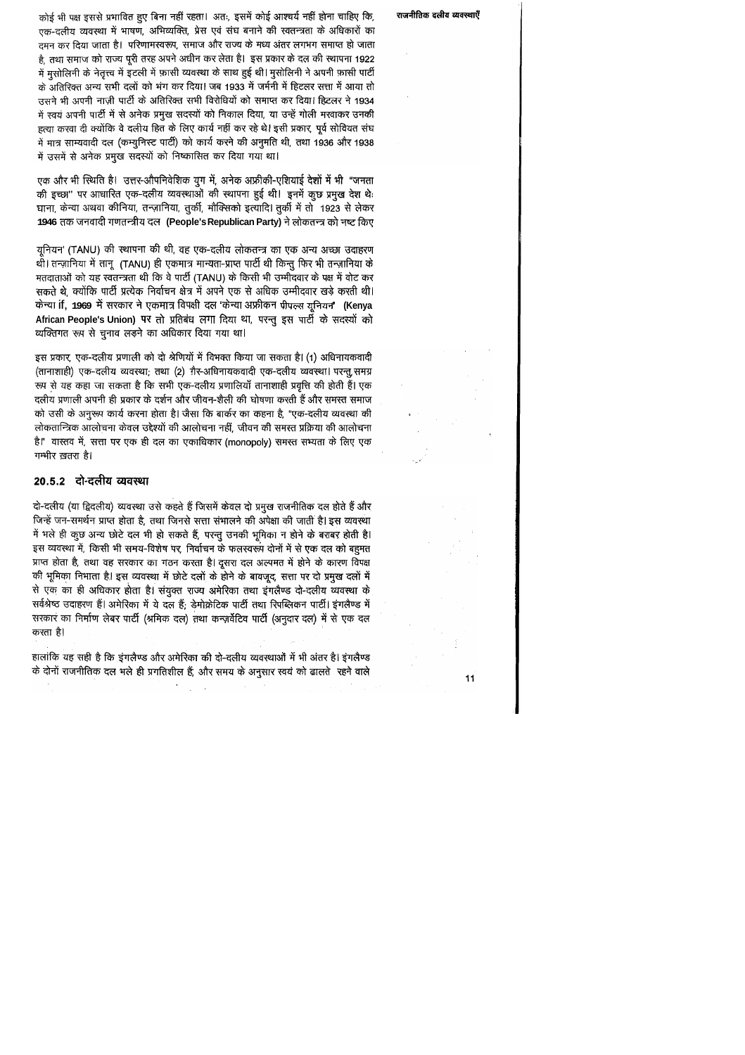कोई भी पक्ष इससे प्रभावित हुए बिना नहीं रहता। अतः, इसमें कोई आश्चर्य नहीं होना चाहिए कि, एक-दलीय व्यवस्था में भाषण, अभिव्यक्ति, प्रेस एवं संघ बनाने की स्वतन्त्रता के अधिकारों का दमन कर दिया जाता है। परिणामस्वरूप, समाज और राज्य के मध्य अंतर लगभग समाप्त हो जाता है, तथा समाज को राज्य पूरी तरह अपने अधीन कर लेता है। इस प्रकार के दल की स्थापना 1922 में मुसोलिनी के नेतृत्व में इटली में फ़ासी व्यवस्था के साथ हुई थी। मुसोलिनी ने अपनी फ़ासी पार्टी के अतिरिक्त अन्य सभी दलों को भंग कर दिया। जब 1933 में जर्मनी में हिटलर सत्ता में आया तो उसने भी अपनी नाज़ी पार्टी के अतिरिक्त सभी विरोधियों को समाप्त कर दिया। हिटलर ने 1934 में स्वयं अपनी पार्टी में से अनेक प्रमुख सदस्यों को निकाल दिया, या उन्हें गोली मरवाकर उनकी हत्या करवा दी क्योंकि वे दलीय हित के लिए कार्य नहीं कर रहे थे। इसी प्रकार, पूर्व सोवियत संघ में मात्र साम्यवादी दल (कम्युनिस्ट पार्टी) को कार्य करने की अनुमति थी, तथा 1936 और 1938 में उसमें से अनेक प्रमुख सदस्यों को निष्कासित कर दिया गया था।

एक और भी स्थिति है। उत्तर-औपनिवेशिक युग में, अनेक अफ़्रीकी-एशियाई देशों में भी "जनता की इच्छा" पर आधारित एक-दलीय व्यवस्थाओं की स्थापना हुई थी। इनमें कुछ प्रमुख देश थेः घाना, केन्या अथवा कीनिया, तन्ज़ानिया, तुर्की, मौक्सिको इत्यादि। तुर्की में तो 1923 से लेकर **1946** तक जनवादी गणतन्त्रीय दल **(People's Republican Party)** ने लोकतन्त्र को नष्ट किए

यूनियन' (TANU) की स्थापना की थी, वह एक-दलीय लोकतन्त्र का एक अन्य अच्छा उदाहरण थी। तन्ज़ानिया में तानू (TANU) ही एकमात्र मान्यता-प्राप्त पार्टी थी किन्तु फिर भी तन्ज़ानिया के मतदाताओं को यह स्वतन्त्रता थी कि वे पार्टी (TANU) के किसी भी उम्मीदवार के पक्ष में वोट कर सकते थे, क्योंकि पार्टी प्रत्येक निर्वाचन क्षेत्र में अपने एक से अधिक उम्मीदवार खड़े करती थी। केन्या **if, 1969** में सरकार ने एकमात्र विपक्षी दल 'केन्या अफ़्रीकन पीपल्स यूनियन' **(Kenya African People's Union)** पर तो प्रतिबंध लगा दिया था, परन्तु इस पार्टी के सदस्यों को व्यक्तिगत रूप से चुनाव लड़ने का अधिकार दिया गया था।

इस प्रकार, एक-दलीय प्रणाली को दो श्रेणियों में विभक्त किया जा सकता है। (1) अधिनायकवादी (तानाशाही) एक-दलीय व्यवस्था; तथा (2) ग़ैर-अधिनायकवादी एक-दलीय व्यवस्था। परन्तु समग्र रूप से यह कहा जा सकता है कि सभी एक-दलीय प्रणालियाँ तानाशाही प्रवृत्ति की होती हैं। एक दलीय प्रणाली अपनी ही प्रकार के दर्शन और जीवन-शैली की घोषणा करती हैं और समस्त समाज को उसी के अनुरूप कार्य करना होता है। जैसा कि बार्कर का कहना है, "एक-दलीय व्यवस्था की लोकतान्त्रिक आलोचना केवल उद्देश्यों की आलोचना नहीं, जीवन की समस्त प्रक्रिया की आलोचना है।" वास्तव में, सत्ता पर एक ही दल का एकाधिकार (monopoly) समस्त सभ्यता के लिए एक गम्भीर ख़तरा है।

### 20.5.2 दो-दलीय व्यवस्था

दो-दलीय (या द्विदलीय) व्यवस्था उसे कहते हैं जिसमें केवल दो प्रमुख राजनीतिक दल होते हैं और जिन्हें जन-समर्थन प्राप्त होता है, तथा जिनसे सत्ता संभालने की अपेक्षा की जाती है। इस व्यवस्था में भले ही कुछ अन्य छोटे दल भी हो सकते हैं, परन्तु उनकी भूमिका न होने के बराबर होती है। इस व्यवस्था में, किसी भी समय-विशेष पर, निर्वाचन के फलस्वरूप दोनों में से एक दल को बहुमत प्राप्त होता है, तथा वह सरकार का गठन करता है। दूसरा दल अल्पमत में होने के कारण विपक्ष की भूमिका निभाता है। इस व्यवस्था में छोटे दलों के होने के बावजूद, सत्ता पर दो प्रमुख दलों में से एक का ही अधिकार होता है। संयुक्त राज्य अमेरिका तथा इंगलैण्ड दो-दलीय व्यवस्था के सर्वश्रेष्ठ उदाहरण हैं। अमेरिका में ये दल हैं; डेमोक्रेटिक पार्टी तथा रिपब्लिकन पार्टी। इंगलैण्ड में सरकार का निर्माण लेबर पार्टी (श्रमिक दल) तथा कन्ज़र्वेटिव पार्टी (अनुदार दल) में से एक दल करता है।

हालांकि यह सही है कि इंगलैण्ड और अमेरिका की दो-दलीय व्यवस्थाओं में भी अंतर है। इंगलैण्ड के दोनों राजनीतिक दल भले ही प्रगतिशील हैं; और समय के अनुसार स्वयं को ढालते रहने वाले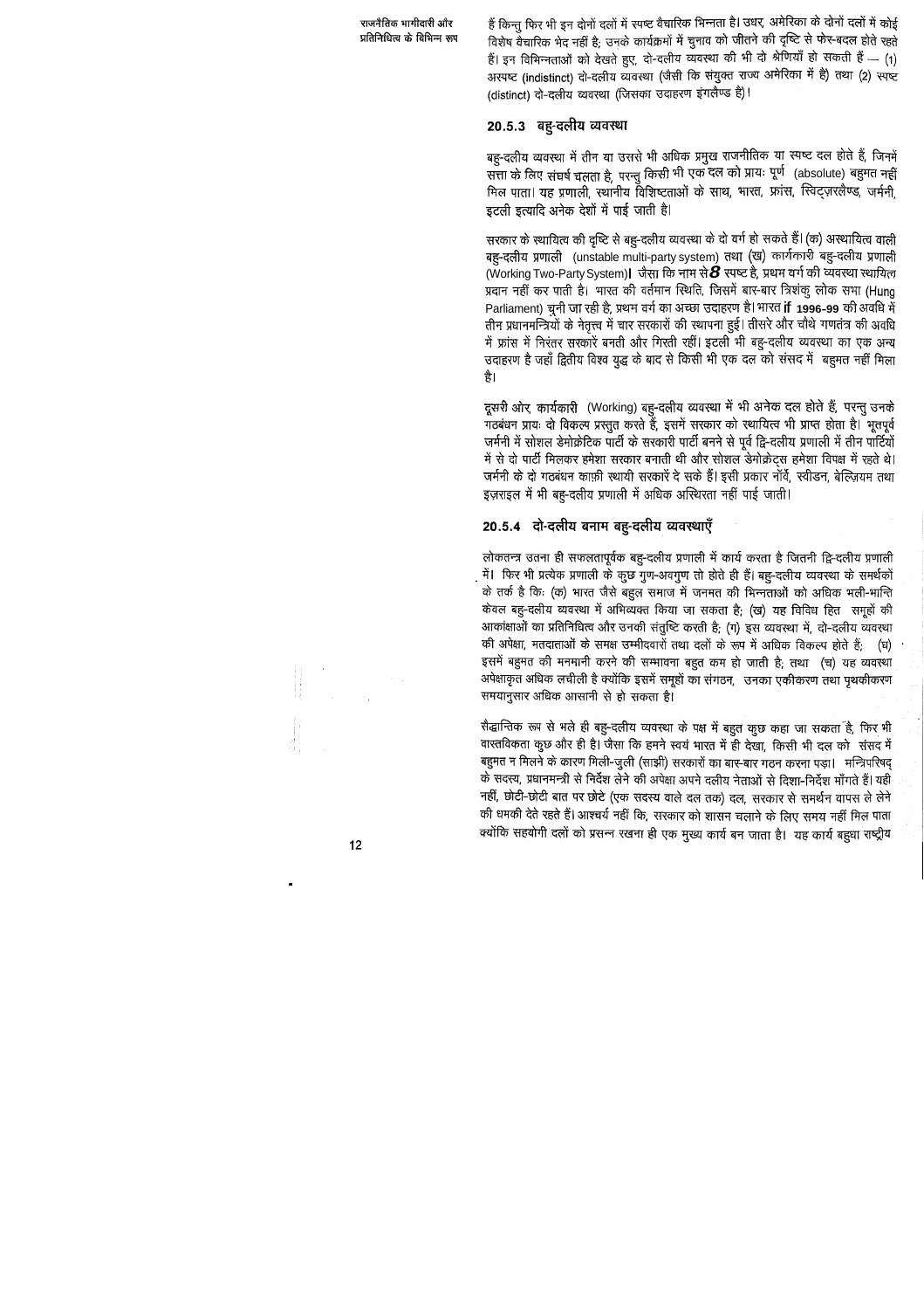हैं किन्तु फिर भी इन दोनों दलों में स्पष्ट वैचारिक भिन्नता है। उधर, अमेरिका के दोनों दलों में कोई विशेष वैचारिक भेद नहीं है; उनके कार्यक्रमों में चुनाव को जीतने की दृष्टि से फेर-बदल होते रहते हैं। इन विभिन्नताओं को देखते हुए, दो-दलीय व्यवस्था की भी दो श्रेणियाँ हो सकती हैं — (1) अस्पष्ट (indistinct) दो-दलीय व्यवस्था (जैसी कि संयुक्त राज्य अमेरिका में है) तथा (2) स्पष्ट (distinct) दो-दलीय व्यवस्था (जिसका उदाहरण इंगलैण्ड है)।

### 20.5.3 बहु-दलीय व्यवस्था

बहु-दलीय व्यवस्था में तीन या उससे भी अधिक प्रमुख राजनीतिक या स्पष्ट दल होते हैं, जिनमें सत्ता के लिए संघर्ष चलता है, परन्तु किसी भी एक दल को प्रायः पूर्ण (absolute) बहुमत नहीं मिल पाता। यह प्रणाली, स्थानीय विशिष्टताओं के साथ, भारत, फ्रांस, स्विट्ज़रलैण्ड, जर्मनी, इटली इत्यादि अनेक देशों में पाई जाती है।

सरकार के स्थायित्व की दृष्टि से बहु-दलीय व्यवस्था के दो वर्ग हो सकते हैं। (क) अस्थायित्व वाली बहु-दलीय प्रणाली (unstable multi-party system) तथा (ख) कार्यकारी बहु-दलीय प्रणाली (Working Two-Party System)। जैसा कि नाम से **8** स्पष्ट है, प्रथम वर्ग की व्यवस्था स्थायित्व प्रदान नहीं कर पाती है। भारत की वर्तमान स्थिति, जिसमें बार-बार त्रिशंकु लोक सभा (Hung Parliament) चुनी जा रही है, प्रथम वर्ग का अच्छा उदाहरण है। भारत **if** 1996-99 की अवधि में तीन प्रधानमन्त्रियों के नेतृत्त्व में चार सरकारों की स्थापना हुई। तीसरे और चौथे गणतंत्र की अवधि में फ्रांस में निरंतर सरकारें बनती और गिरती रहीं। इटली भी बहु-दलीय व्यवस्था का एक अन्य उदाहरण है जहाँ द्वितीय विश्व युद्ध के बाद से किसी भी एक दल को संसद में बहुमत नहीं मिला है।

दूसरी ओर, कार्यकारी (Working) बहु-दलीय व्यवस्था में भी अनेक दल होते हैं, परन्तु उनके गठबंधन प्रायः दो विकल्प प्रस्तुत करते हैं, इसमें सरकार को स्थायित्व भी प्राप्त होता है। भूतपूर्व जर्मनी में सोशल डेमोक्रेटिक पार्टी के सरकारी पार्टी बनने से पूर्व द्वि-दलीय प्रणाली में तीन पार्टियों में से दो पार्टी मिलकर हमेशा सरकार बनाती थी और सोशल डेमोक्रेट्स हमेशा विपक्ष में रहते थे। जर्मनी के दो गठबंधन काफ़ी स्थायी सरकारें दे सके हैं। इसी प्रकार नॉर्वे, स्वीडन, बेल्जियम तथा इज़राइल में भी बहु-दलीय प्रणाली में अधिक अस्थिरता नहीं पाई जाती।

### 20.5.4 दो-दलीय बनाम बहु-दलीय व्यवस्थाएँ

लोकतन्त्र उतना ही सफलतापूर्वक बहु-दलीय प्रणाली में कार्य करता है जितनी द्वि-दलीय प्रणाली में। फिर भी प्रत्येक प्रणाली के कुछ गुण-अवगुण तो होते ही हैं। बहु-दलीय व्यवस्था के समर्थकों के तर्क है किः (क) भारत जैसे बहुल समाज में जनमत की भिन्नताओं को अधिक भली-भान्ति केवल बहु-दलीय व्यवस्था में अभिव्यक्त किया जा सकता है; (ख) यह विविध हित समूहों की आकांक्षाओं का प्रतिनिधित्व और उनकी संतुष्टि करती है; (ग) इस व्यवस्था में, दो-दलीय व्यवस्था की अपेक्षा, मतदाताओं के समक्ष उम्मीदवारों तथा दलों के रूप में अधिक विकल्प होते हैं; (घ) इसमें बहुमत की मनमानी करने की सम्भावना बहुत कम हो जाती है; तथा (च) यह व्यवस्था अपेक्षाकृत अधिक लचीली है क्योंकि इसमें समूहों का संगठन, उनका एकीकरण तथा पृथकीकरण समयानुसार अधिक आसानी से हो सकता है।

सैद्धान्तिक रूप से भले ही बहु-दलीय व्यवस्था के पक्ष में बहुत कुछ कहा जा सकता है, फिर भी वास्तविकता कुछ और ही है। जैसा कि हमने स्वयं भारत में ही देखा, किसी भी दल को संसद में बहुमत न मिलने के कारण मिली-जुली (साझी) सरकारों का बार-बार गठन करना पड़ा। मन्त्रिपरिषद् के सदस्य, प्रधानमन्त्री से निर्देश लेने की अपेक्षा अपने दलीय नेताओं से दिशा-निर्देश माँगते हैं। यही नहीं, छोटी-छोटी बात पर छोटे (एक सदस्य वाले दल तक) दल, सरकार से समर्थन वापस ले लेने की धमकी देते रहते हैं। आश्चर्य नहीं कि, सरकार को शासन चलाने के लिए समय नहीं मिल पाता क्योंकि सहयोगी दलों को प्रसन्न रखना ही एक मुख्य कार्य बन जाता है। यह कार्य बहुधा राष्ट्रीय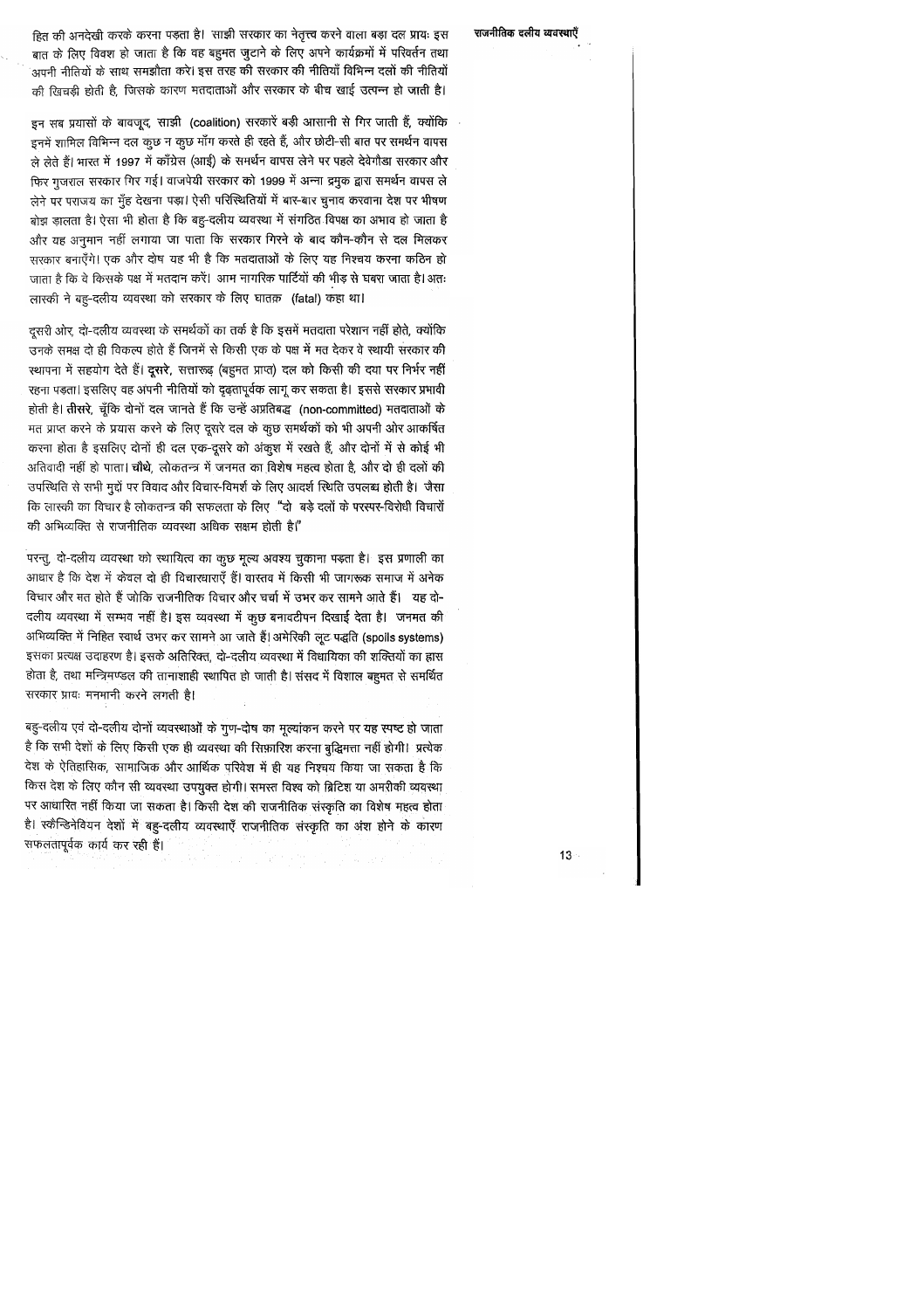हित की अनदेखी करके करना पड़ता है। साझी सरकार का नेतृत्त्व करने वाला बड़ा दल प्रायः इस बात के लिए विवश हो जाता है कि वह बहुमत जुटाने के लिए अपने कार्यक्रमों में परिवर्तन तथा अपनी नीतियों के साथ समझौता करे। इस तरह की सरकार की नीतियाँ विभिन्न दलों की नीतियों की खिचड़ी होती है, जिसके कारण मतदाताओं और सरकार के बीच खाई उत्पन्न हो जाती है।

इन सब प्रयासों के बावजूद, साझी (coalition) सरकारें बड़ी आसानी से गिर जाती हैं, क्योंकि इनमें शामिल विभिन्न दल कुछ न कुछ माँग करते ही रहते हैं, और छोटी-सी बात पर समर्थन वापस ले लेते हैं। भारत में 1997 में काँग्रेस (आई) के समर्थन वापस लेने पर पहले देवेगौडा सरकार और फिर गुजराल सरकार गिर गई। वाजपेयी सरकार को 1999 में अन्ना द्रमुक द्वारा समर्थन वापस ले लेने पर पराजय का मुँह देखना पड़ा। ऐसी परिस्थितियों में बार-बार चुनाव करवाना देश पर भीषण बोझ डालता है। ऐसा भी होता है कि बहु-दलीय व्यवस्था में संगठित विपक्ष का अभाव हो जाता है और यह अनुमान नहीं लगाया जा पाता कि सरकार गिरने के बाद कौन-कौन से दल मिलकर सरकार बनाएँगे। एक और दोष यह भी है कि मतदाताओं के लिए यह निश्चय करना कठिन हो जाता है कि वे किसके पक्ष में मतदान करें। आम नागरिक पार्टियों की भीड़ से घबरा जाता है। अतः लास्की ने बहु-दलीय व्यवस्था को सरकार के लिए घातक (fatal) कहा था।

दूसरी ओर, दो-दलीय व्यवस्था के समर्थकों का तर्क है कि इसमें मतदाता परेशान नहीं होते, क्योंकि उनके समक्ष दो ही विकल्प होते हैं जिनमें से किसी एक के पक्ष में मत देकर वे स्थायी सरकार की स्थापना में सहयोग देते हैं। **दूसरे,** सत्तारूढ़ (बहुमत प्राप्त) दल को किसी की दया पर निर्भर नहीं रहना पड़ता। इसलिए वह अपनी नीतियों को दृढ़तापूर्वक लागू कर सकता है। इससे सरकार प्रभावी होती है। **तीसरे,** चूँकि दोनों दल जानते हैं कि उन्हें अप्रतिबद्ध (non-committed) मतदाताओं के मत प्राप्त करने के प्रयास करने के लिए दूसरे दल के कुछ समर्थकों को भी अपनी ओर आकर्षित करना होता है इसलिए दोनों ही दल एक-दूसरे को अंकुश में रखते हैं, और दोनों में से कोई भी अतिवादी नहीं हो पाता। **चौथे,** लोकतन्त्र में जनमत का विशेष महत्व होता है, और दो ही दलों की उपस्थिति से सभी मुद्दों पर विवाद और विचार-विमर्श के लिए आदर्श स्थिति उपलब्ध होती है। जैसा कि लास्की का विचार है लोकतन्त्र की सफलता के लिए "दो बड़े दलों के परस्पर-विरोधी विचारों की अभिव्यक्ति से राजनीतिक व्यवस्था अधिक सक्षम होती है।"

परन्तु, दो-दलीय व्यवस्था को स्थायित्व का कुछ मूल्य अवश्य चुकाना पड़ता है। इस प्रणाली का आधार है कि देश में केवल दो ही विचारधाराएँ हैं। वास्तव में किसी भी जागरूक समाज में अनेक विचार और मत होते हैं जोकि राजनीतिक विचार और चर्चा में उभर कर सामने आते हैं। यह दो-दलीय व्यवस्था में सम्भव नहीं है। इस व्यवस्था में कुछ बनावटीपन दिखाई देता है। जनमत की अभिव्यक्ति में निहित स्वार्थ उभर कर सामने आ जाते हैं। अमेरिकी लूट पद्धति (spoils systems) इसका प्रत्यक्ष उदाहरण है। इसके अतिरिक्त, दो-दलीय व्यवस्था में विधायिका की शक्तियों का ह्रास होता है, तथा मन्त्रिमण्डल की तानाशाही स्थापित हो जाती है। संसद में विशाल बहुमत से समर्थित सरकार प्रायः मनमानी करने लगती है।

बहु-दलीय एवं दो-दलीय दोनों व्यवस्थाओं के गुण-दोष का मूल्यांकन करने पर यह स्पष्ट हो जाता है कि सभी देशों के लिए किसी एक ही व्यवस्था की सिफ़ारिश करना बुद्धिमत्ता नहीं होगी। प्रत्येक देश के ऐतिहासिक, सामाजिक और आर्थिक परिवेश में ही यह निश्चय किया जा सकता है कि किस देश के लिए कौन सी व्यवस्था उपयुक्त होगी। समस्त विश्व को ब्रिटिश या अमरीकी व्यवस्था पर आधारित नहीं किया जा सकता है। किसी देश की राजनीतिक संस्कृति का विशेष महत्व होता है। स्कैन्डिनेवियन देशों में बहु-दलीय व्यवस्थाएँ राजनीतिक संस्कृति का अंश होने के कारण सफलतापूर्वक कार्य कर रही हैं।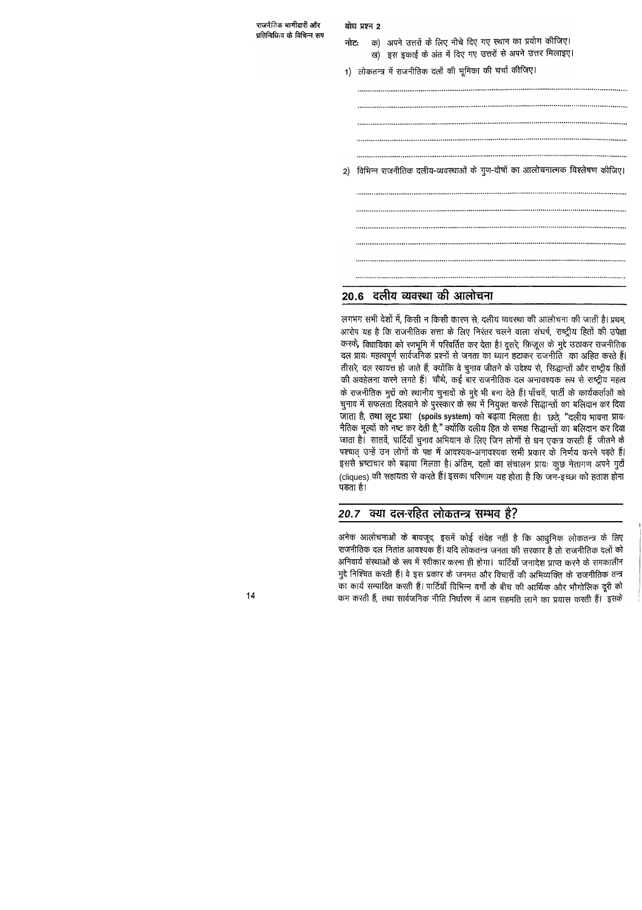**बोध प्रश्न 2**

**नोटः** क) अपने उत्तरों के लिए नीचे दिए गए स्थान का प्रयोग कीजिए।
ख) इस इकाई के अंत में दिए गए उत्तरों से अपने उत्तर मिलाइए।

1) लोकतन्त्र में राजनीतिक दलों की भूमिका की चर्चा कीजिए।

......................................................................................................................

......................................................................................................................

......................................................................................................................

......................................................................................................................

......................................................................................................................

2) विभिन्न राजनीतिक दलीय-व्यवस्थाओं के गुण-दोषों का आलोचनात्मक विश्लेषण कीजिए।

......................................................................................................................

......................................................................................................................

......................................................................................................................

......................................................................................................................

......................................................................................................................

......................................................................................................................

## 20.6 दलीय व्यवस्था की आलोचना

लगभग सभी देशों में, किसी न किसी कारण से, दलीय व्यवस्था की आलोचना की जाती है। प्रथम, आरोप यह है कि राजनीतिक सत्ता के लिए निरंतर चलने वाला संघर्ष, राष्ट्रीय हितों की उपेक्षा करके, विधायिका को रणभूमि में परिवर्तित कर देता है। दूसरे, फ़िज़ूल के मुद्दे उठाकर राजनीतिक दल प्रायः महत्वपूर्ण सार्वजनिक प्रश्नों से जनता का ध्यान हटाकर राजनीति का अहित करते हैं। तीसरे, दल स्वायत्त हो जाते हैं, क्योंकि वे चुनाव जीतने के उद्देश्य से, सिद्धान्तों और राष्ट्रीय हितों की अवहेलना करने लगते हैं। चौथे, कई बार राजनीतिक दल अनावश्यक रूप से राष्ट्रीय महत्व के राजनीतिक मुद्दों को स्थानीय चुनावों के मुद्दे भी बना देते हैं। पाँचवें, पार्टी के कार्यकर्ताओं को चुनाव में सफलता दिलवाने के पुरस्कार के रूप में नियुक्त करके सिद्धान्तों का बलिदान कर दिया जाता है, तथा **लूट प्रथा (spoils system)** को बढ़ावा मिलता है। छठे, "दलीय भावना प्रायः नैतिक मूल्यों को नष्ट कर देती है," क्योंकि दलीय हित के समक्ष सिद्धान्तों का बलिदान कर दिया जाता है। सातवें, पार्टियाँ चुनाव अभियान के लिए जिन लोगों से धन एकत्र करती हैं जीतने के पश्चात् उन्हें उन लोगों के पक्ष में आवश्यक-अनावश्यक सभी प्रकार के निर्णय करने पड़ते हैं। इससे भ्रष्टाचार को बढ़ावा मिलता है। अंतिम, दलों का संचालन प्रायः कुछ नेतागण अपने गुटों (cliques) की सहायता से करते हैं। इसका परिणाम यह होता है कि जन-इच्छा को हताश होना पड़ता है।

## 20.7 क्या दल-रहित लोकतन्त्र सम्भव है?

अनेक आलोचनाओं के बावजूद, इसमें कोई संदेह नहीं है कि आधुनिक लोकतन्त्र के लिए राजनीतिक दल नितांत आवश्यक हैं। यदि लोकतन्त्र जनता की सरकार है तो राजनीतिक दलों को अनिवार्य संस्थाओं के रूप में स्वीकार करना ही होगा। पार्टियाँ जनादेश प्राप्त करने के समकालीन मुद्दे निश्चित करती हैं। वे इस प्रकार के जनमत और विचारों की अभिव्यक्ति के राजनीतिक तन्त्र का कार्य सम्पादित करती हैं। पार्टियाँ विभिन्न वर्गों के बीच की आर्थिक और भौगोलिक दूरी को कम करती हैं, तथा सार्वजनिक नीति निर्धारण में आम सहमति लाने का प्रयास करती हैं। इसके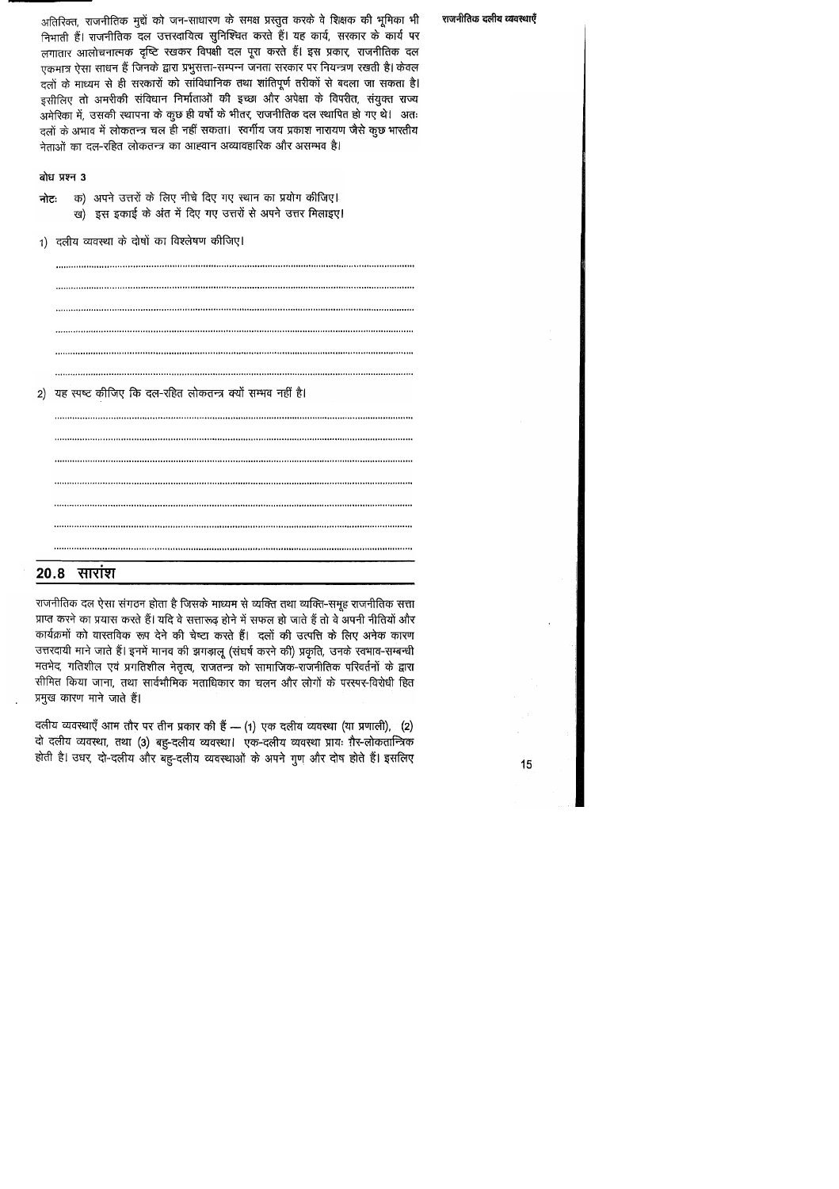अतिरिक्त, राजनीतिक मुद्दों को जन-साधारण के समक्ष प्रस्तुत करके वे शिक्षक की भूमिका भी निभाती हैं। राजनीतिक दल उत्तरदायित्व सुनिश्चित करते हैं। यह कार्य, सरकार के कार्य पर लगातार आलोचनात्मक दृष्टि रखकर विपक्षी दल पूरा करते हैं। इस प्रकार, राजनीतिक दल एकमात्र ऐसा साधन हैं जिनके द्वारा प्रभुसत्ता-सम्पन्न जनता सरकार पर नियन्त्रण रखती है। केवल दलों के माध्यम से ही सरकारों को सांविधानिक तथा शांतिपूर्ण तरीकों से बदला जा सकता है। इसीलिए तो अमरीकी संविधान निर्माताओं की इच्छा और अपेक्षा के विपरीत, संयुक्त राज्य अमेरिका में, उसकी स्थापना के कुछ ही वर्षों के भीतर, राजनीतिक दल स्थापित हो गए थे। अतः दलों के अभाव में लोकतन्त्र चल ही नहीं सकता। स्वर्गीय जय प्रकाश नारायण जैसे कुछ भारतीय नेताओं का दल-रहित लोकतन्त्र का आह्वान अव्यावहारिक और असम्भव है।

**बोध प्रश्न 3**

**नोटः** क) अपने उत्तरों के लिए नीचे दिए गए स्थान का प्रयोग कीजिए।
ख) इस इकाई के अंत में दिए गए उत्तरों से अपने उत्तर मिलाइए।

1) दलीय व्यवस्था के दोषों का विश्लेषण कीजिए।

..........................................................................................................................
..........................................................................................................................
..........................................................................................................................
..........................................................................................................................
..........................................................................................................................
..........................................................................................................................

2) यह स्पष्ट कीजिए कि दल-रहित लोकतन्त्र क्यों सम्भव नहीं है।

..........................................................................................................................
..........................................................................................................................
..........................................................................................................................
..........................................................................................................................
..........................................................................................................................
..........................................................................................................................
..........................................................................................................................

## 20.8 सारांश

राजनीतिक दल ऐसा संगठन होता है जिसके माध्यम से व्यक्ति तथा व्यक्ति-समूह राजनीतिक सत्ता प्राप्त करने का प्रयास करते हैं। यदि वे सत्तारूढ़ होने में सफल हो जाते हैं तो वे अपनी नीतियों और कार्यक्रमों को वास्तविक रूप देने की चेष्टा करते हैं। दलों की उत्पत्ति के लिए अनेक कारण उत्तरदायी माने जाते हैं। इनमें मानव की झगड़ालू (संघर्ष करने की) प्रकृति, उनके स्वभाव-सम्बन्धी मतभेद, गतिशील एवं प्रगतिशील नेतृत्व, राजतन्त्र को सामाजिक-राजनीतिक परिवर्तनों के द्वारा सीमित किया जाना, तथा सार्वभौमिक मताधिकार का चलन और लोगों के परस्पर-विरोधी हित प्रमुख कारण माने जाते हैं।

दलीय व्यवस्थाएँ आम तौर पर तीन प्रकार की हैं — (1) एक दलीय व्यवस्था (या प्रणाली), (2) दो दलीय व्यवस्था, तथा (3) बहु-दलीय व्यवस्था। एक-दलीय व्यवस्था प्रायः ग़ैर-लोकतान्त्रिक होती है। उधर, दो-दलीय और बहु-दलीय व्यवस्थाओं के अपने गुण और दोष होते हैं। इसलिए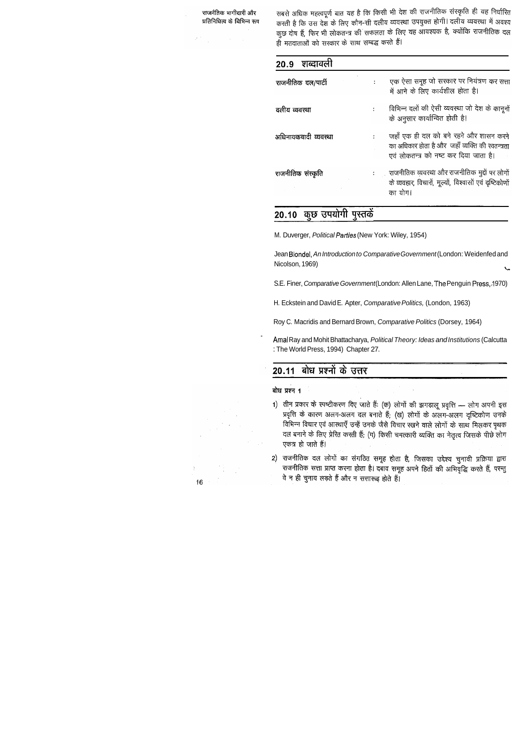सबसे अधिक महत्वपूर्ण बात यह है कि किसी भी देश की राजनीतिक संस्कृति ही यह निर्धारित करती है कि उस देश के लिए कौन-सी दलीय व्यवस्था उपयुक्त होगी। दलीय व्यवस्था में अवश्य कुछ दोष हैं, फिर भी लोकतन्त्र की सफलता के लिए यह आवश्यक है, क्योंकि राजनीतिक दल ही मतदाताओं को सरकार के साथ सम्बद्ध करते हैं।

## 20.9 शब्दावली

**राजनीतिक दल/पार्टी** : एक ऐसा समूह जो सरकार पर नियंत्रण कर सत्ता में आने के लिए कार्यशील होता है।

**दलीय व्यवस्था** : विभिन्न दलों की ऐसी व्यवस्था जो देश के कानूनों के अनुसार कार्यान्वित होती है।

**अधिनायकवादी व्यवस्था** : जहाँ एक ही दल को बने रहने और शासन करने का अधिकार होता है और जहाँ व्यक्ति की स्वतन्त्रता एवं लोकतन्त्र को नष्ट कर दिया जाता है।

**राजनीतिक संस्कृति** : राजनीतिक व्यवस्था और राजनीतिक मुद्दों पर लोगों के व्यवहार, विचारों, मूल्यों, विश्वासों एवं दृष्टिकोणों का योग।

## 20.10 कुछ उपयोगी पुस्तकें

M. Duverger, *Political Parties* (New York: Wiley, 1954)

Jean Blondel, *An Introduction to Comparative Government* (London: Weidenfed and Nicolson, 1969)

S.E. Finer, *Comparative Government* (London: Allen Lane, The Penguin Press, 1970)

H. Eckstein and David E. Apter, *Comparative Politics,* (London, 1963)

Roy C. Macridis and Bernard Brown, *Comparative Politics* (Dorsey, 1964)

Amal Ray and Mohit Bhattacharya, *Political Theory: Ideas and Institutions* (Calcutta : The World Press, 1994) Chapter 27.

## 20.11 बोध प्रश्नों के उत्तर

**बोध प्रश्न 1**

1) तीन प्रकार के स्पष्टीकरण दिए जाते हैं: (क) लोगों की झगड़ालू प्रवृत्ति — लोग अपनी इस प्रवृत्ति के कारण अलग-अलग दल बनाते हैं; (ख) लोगों के अलग-अलग दृष्टिकोण उनके विभिन्न विचार एवं आस्थाएँ उन्हें उनके जैसे विचार रखने वाले लोगों के साथ मिलकर पृथक दल बनाने के लिए प्रेरित करती हैं; (ग) किसी चमत्कारी व्यक्ति का नेतृत्व जिसके पीछे लोग एकत्र हो जाते हैं।

2) राजनीतिक दल लोगों का संगठित समूह होता है, जिसका उद्देश्य चुनावी प्रक्रिया द्वारा राजनीतिक सत्ता प्राप्त करना होता है। दबाव समूह अपने हितों की अभिवृद्धि करते हैं, परन्तु वे न ही चुनाव लड़ते हैं और न सत्तारूढ़ होते हैं।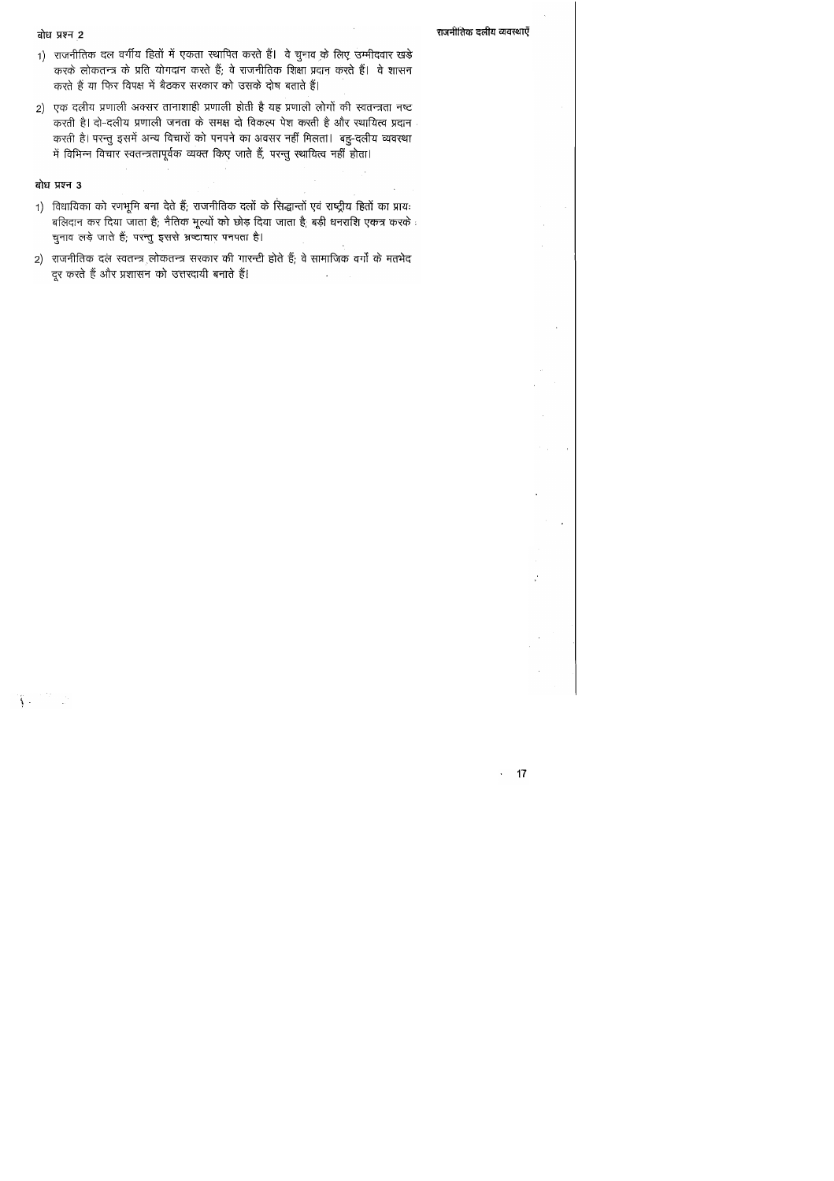## बोध प्रश्न 2

1) राजनीतिक दल वर्गीय हितों में एकता स्थापित करते हैं। वे चुनाव के लिए उम्मीदवार खड़े करके लोकतन्त्र के प्रति योगदान करते हैं; वे राजनीतिक शिक्षा प्रदान करते हैं। वे शासन करते हैं या फिर विपक्ष में बैठकर सरकार को उसके दोष बताते हैं।

2) एक दलीय प्रणाली अक्सर तानाशाही प्रणाली होती है यह प्रणाली लोगों की स्वतन्त्रता नष्ट करती है। दो-दलीय प्रणाली जनता के समक्ष दो विकल्प पेश करती है और स्थायित्व प्रदान करती है। परन्तु इसमें अन्य विचारों को पनपने का अवसर नहीं मिलता। बहु-दलीय व्यवस्था में विभिन्न विचार स्वतन्त्रतापूर्वक व्यक्त किए जाते हैं, परन्तु स्थायित्व नहीं होता।

## बोध प्रश्न 3

1) विधायिका को रणभूमि बना देते हैं; राजनीतिक दलों के सिद्धान्तों एवं राष्ट्रीय हितों का प्रायः बलिदान कर दिया जाता है; नैतिक मूल्यों को छोड़ दिया जाता है, बड़ी धनराशि एकत्र करके चुनाव लड़े जाते हैं; परन्तु इससे भ्रष्टाचार पनपता है।

2) राजनीतिक दल स्वतन्त्र लोकतन्त्र सरकार की गारन्टी होते हैं; वे सामाजिक वर्गों के मतभेद दूर करते हैं और प्रशासन को उत्तरदायी बनाते हैं।